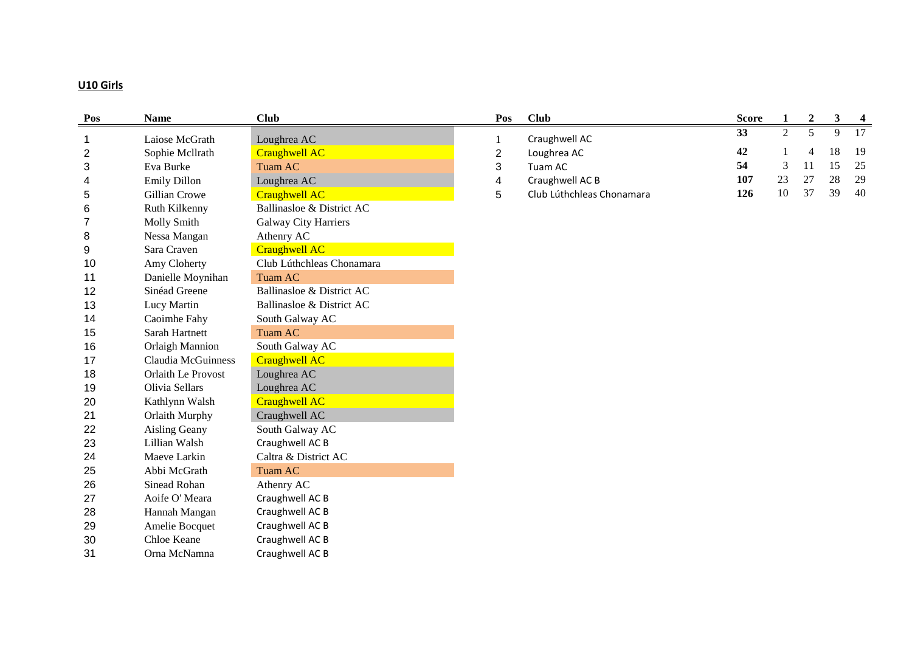**U10 Girls**

| Pos | Name | Club |
|---|---|---|
| 1 | Laiose McGrath | Loughrea AC |
| 2 | Sophie McIlrath | Craughwell AC |
| 3 | Eva Burke | Tuam AC |
| 4 | Emily Dillon | Loughrea AC |
| 5 | Gillian Crowe | Craughwell AC |
| 6 | Ruth Kilkenny | Ballinasloe & District AC |
| 7 | Molly Smith | Galway City Harriers |
| 8 | Nessa Mangan | Athenry AC |
| 9 | Sara Craven | Craughwell AC |
| 10 | Amy Cloherty | Club Lúthchleas Chonamara |
| 11 | Danielle Moynihan | Tuam AC |
| 12 | Sinéad Greene | Ballinasloe & District AC |
| 13 | Lucy Martin | Ballinasloe & District AC |
| 14 | Caoimhe Fahy | South Galway AC |
| 15 | Sarah Hartnett | Tuam AC |
| 16 | Orlaigh Mannion | South Galway AC |
| 17 | Claudia McGuinness | Craughwell AC |
| 18 | Orlaith Le Provost | Loughrea AC |
| 19 | Olivia Sellars | Loughrea AC |
| 20 | Kathlynn Walsh | Craughwell AC |
| 21 | Orlaith Murphy | Craughwell AC |
| 22 | Aisling Geany | South Galway AC |
| 23 | Lillian Walsh | Craughwell AC B |
| 24 | Maeve Larkin | Caltra & District AC |
| 25 | Abbi McGrath | Tuam AC |
| 26 | Sinead Rohan | Athenry AC |
| 27 | Aoife O' Meara | Craughwell AC B |
| 28 | Hannah Mangan | Craughwell AC B |
| 29 | Amelie Bocquet | Craughwell AC B |
| 30 | Chloe Keane | Craughwell AC B |
| 31 | Orna McNamna | Craughwell AC B |

| Pos | Club | Score | 1 | 2 | 3 | 4 |
|---|---|---|---|---|---|---|
| 1 | Craughwell AC | **33** | 2 | 5 | 9 | 17 |
| 2 | Loughrea AC | **42** | 1 | 4 | 18 | 19 |
| 3 | Tuam AC | **54** | 3 | 11 | 15 | 25 |
| 4 | Craughwell AC B | **107** | 23 | 27 | 28 | 29 |
| 5 | Club Lúthchleas Chonamara | **126** | 10 | 37 | 39 | 40 |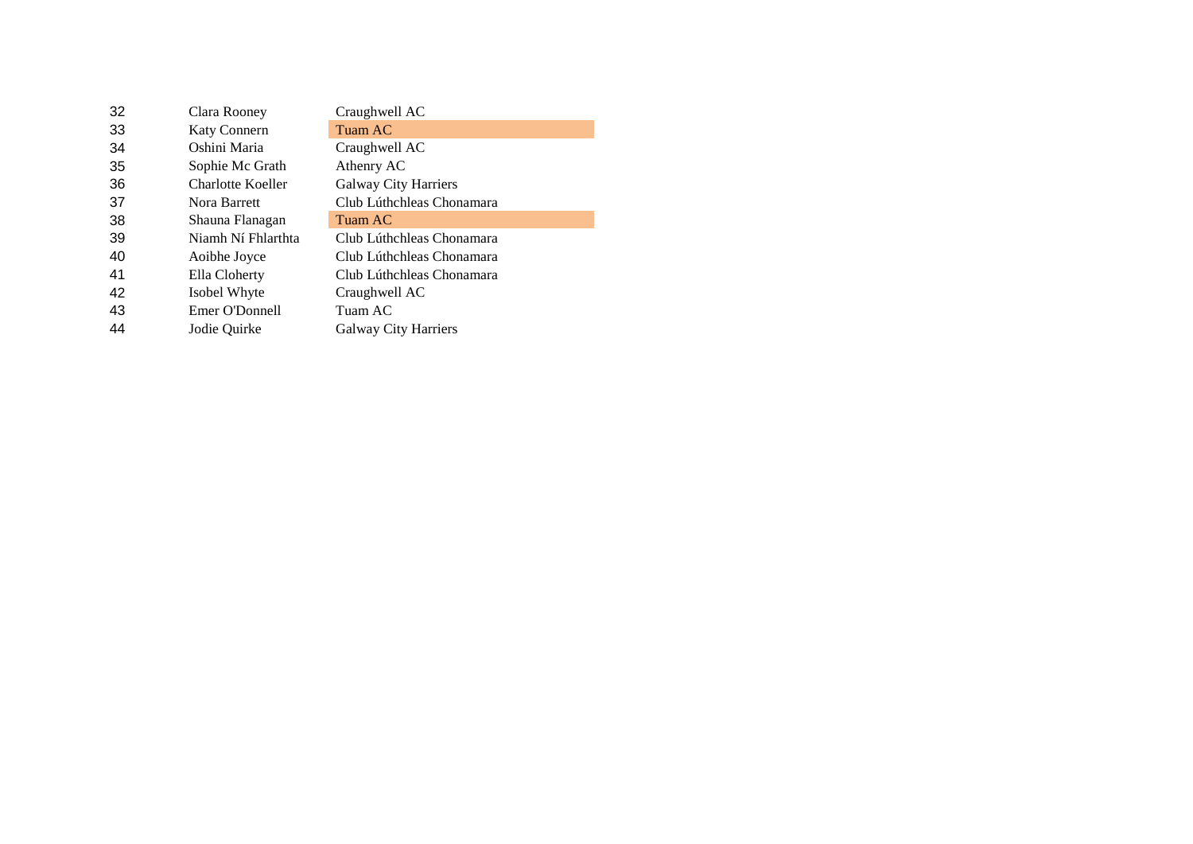| | | |
|---|---|---|
| 32 | Clara Rooney | Craughwell AC |
| 33 | Katy Connern | Tuam AC |
| 34 | Oshini Maria | Craughwell AC |
| 35 | Sophie Mc Grath | Athenry AC |
| 36 | Charlotte Koeller | Galway City Harriers |
| 37 | Nora Barrett | Club Lúthchleas Chonamara |
| 38 | Shauna Flanagan | Tuam AC |
| 39 | Niamh Ní Fhlarthta | Club Lúthchleas Chonamara |
| 40 | Aoibhe Joyce | Club Lúthchleas Chonamara |
| 41 | Ella Cloherty | Club Lúthchleas Chonamara |
| 42 | Isobel Whyte | Craughwell AC |
| 43 | Emer O'Donnell | Tuam AC |
| 44 | Jodie Quirke | Galway City Harriers |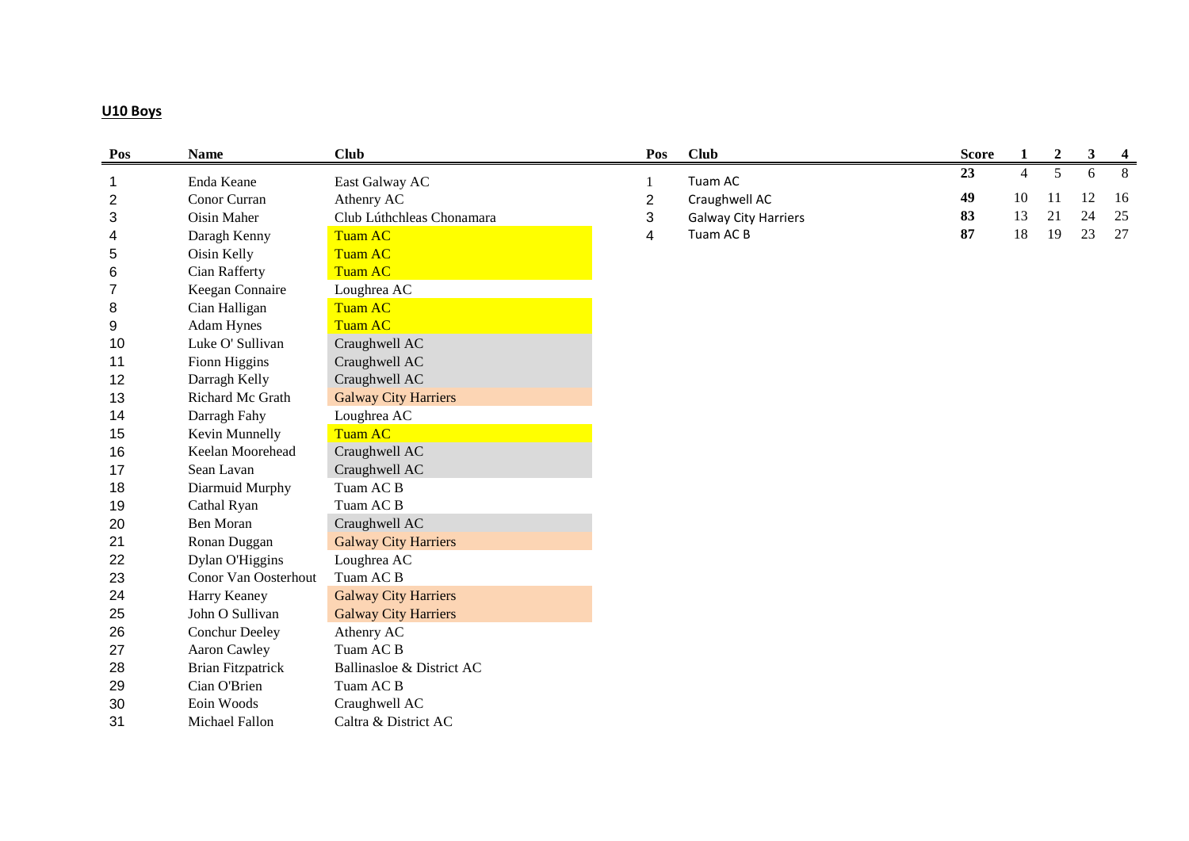## U10 Boys

| Pos | Name | Club |
|---|---|---|
| 1 | Enda Keane | East Galway AC |
| 2 | Conor Curran | Athenry AC |
| 3 | Oisin Maher | Club Lúthchleas Chonamara |
| 4 | Daragh Kenny | Tuam AC |
| 5 | Oisin Kelly | Tuam AC |
| 6 | Cian Rafferty | Tuam AC |
| 7 | Keegan Connaire | Loughrea AC |
| 8 | Cian Halligan | Tuam AC |
| 9 | Adam Hynes | Tuam AC |
| 10 | Luke O' Sullivan | Craughwell AC |
| 11 | Fionn Higgins | Craughwell AC |
| 12 | Darragh Kelly | Craughwell AC |
| 13 | Richard Mc Grath | Galway City Harriers |
| 14 | Darragh Fahy | Loughrea AC |
| 15 | Kevin Munnelly | Tuam AC |
| 16 | Keelan Moorehead | Craughwell AC |
| 17 | Sean Lavan | Craughwell AC |
| 18 | Diarmuid Murphy | Tuam AC B |
| 19 | Cathal Ryan | Tuam AC B |
| 20 | Ben Moran | Craughwell AC |
| 21 | Ronan Duggan | Galway City Harriers |
| 22 | Dylan O'Higgins | Loughrea AC |
| 23 | Conor Van Oosterhout | Tuam AC B |
| 24 | Harry Keaney | Galway City Harriers |
| 25 | John O Sullivan | Galway City Harriers |
| 26 | Conchur Deeley | Athenry AC |
| 27 | Aaron Cawley | Tuam AC B |
| 28 | Brian Fitzpatrick | Ballinasloe & District AC |
| 29 | Cian O'Brien | Tuam AC B |
| 30 | Eoin Woods | Craughwell AC |
| 31 | Michael Fallon | Caltra & District AC |

| Pos | Club | Score | 1 | 2 | 3 | 4 |
|---|---|---|---|---|---|---|
| 1 | Tuam AC | **23** | 4 | 5 | 6 | 8 |
| 2 | Craughwell AC | **49** | 10 | 11 | 12 | 16 |
| 3 | Galway City Harriers | **83** | 13 | 21 | 24 | 25 |
| 4 | Tuam AC B | **87** | 18 | 19 | 23 | 27 |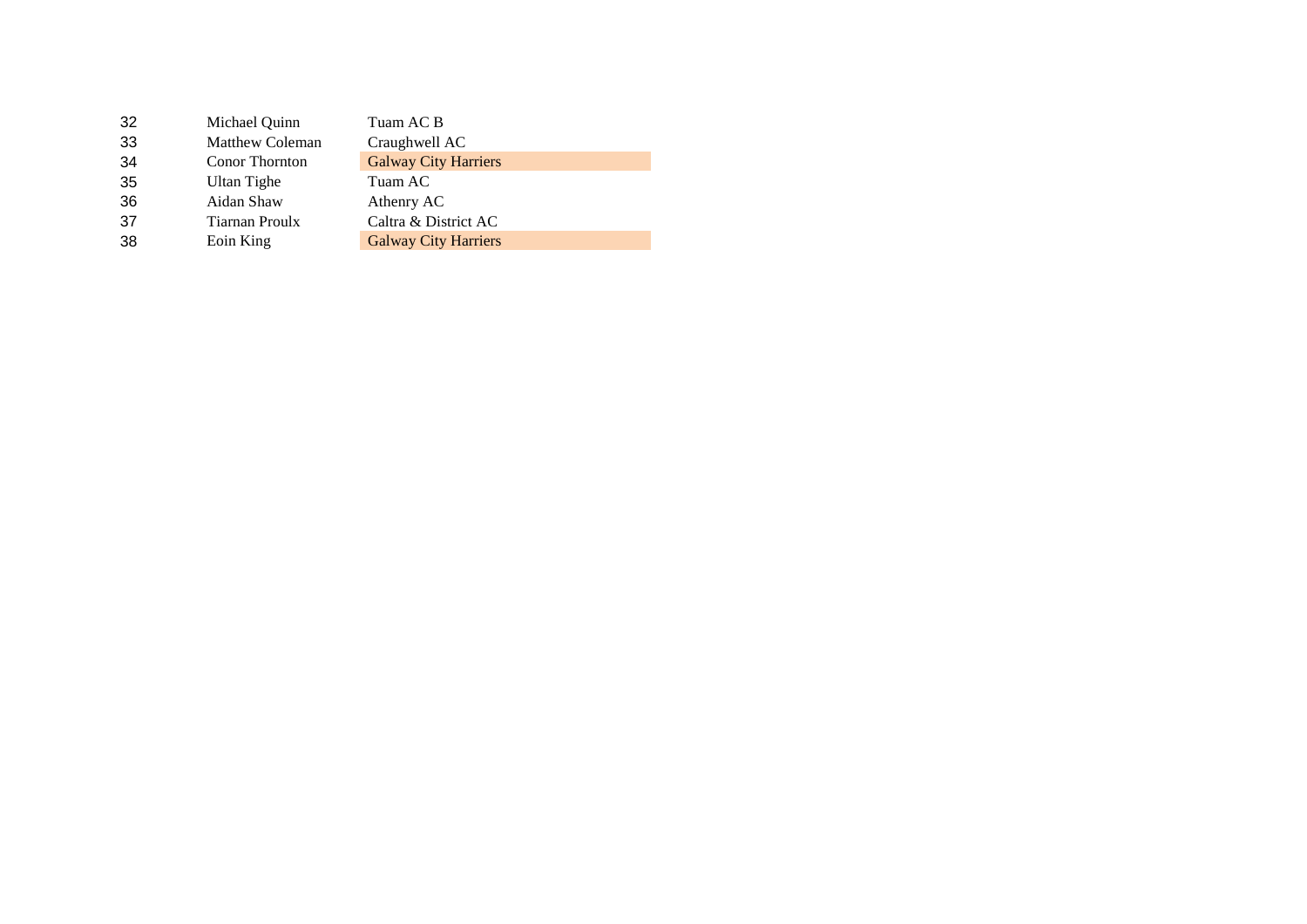| | | |
|---|---|---|
| 32 | Michael Quinn | Tuam AC B |
| 33 | Matthew Coleman | Craughwell AC |
| 34 | Conor Thornton | Galway City Harriers |
| 35 | Ultan Tighe | Tuam AC |
| 36 | Aidan Shaw | Athenry AC |
| 37 | Tiarnan Proulx | Caltra & District AC |
| 38 | Eoin King | Galway City Harriers |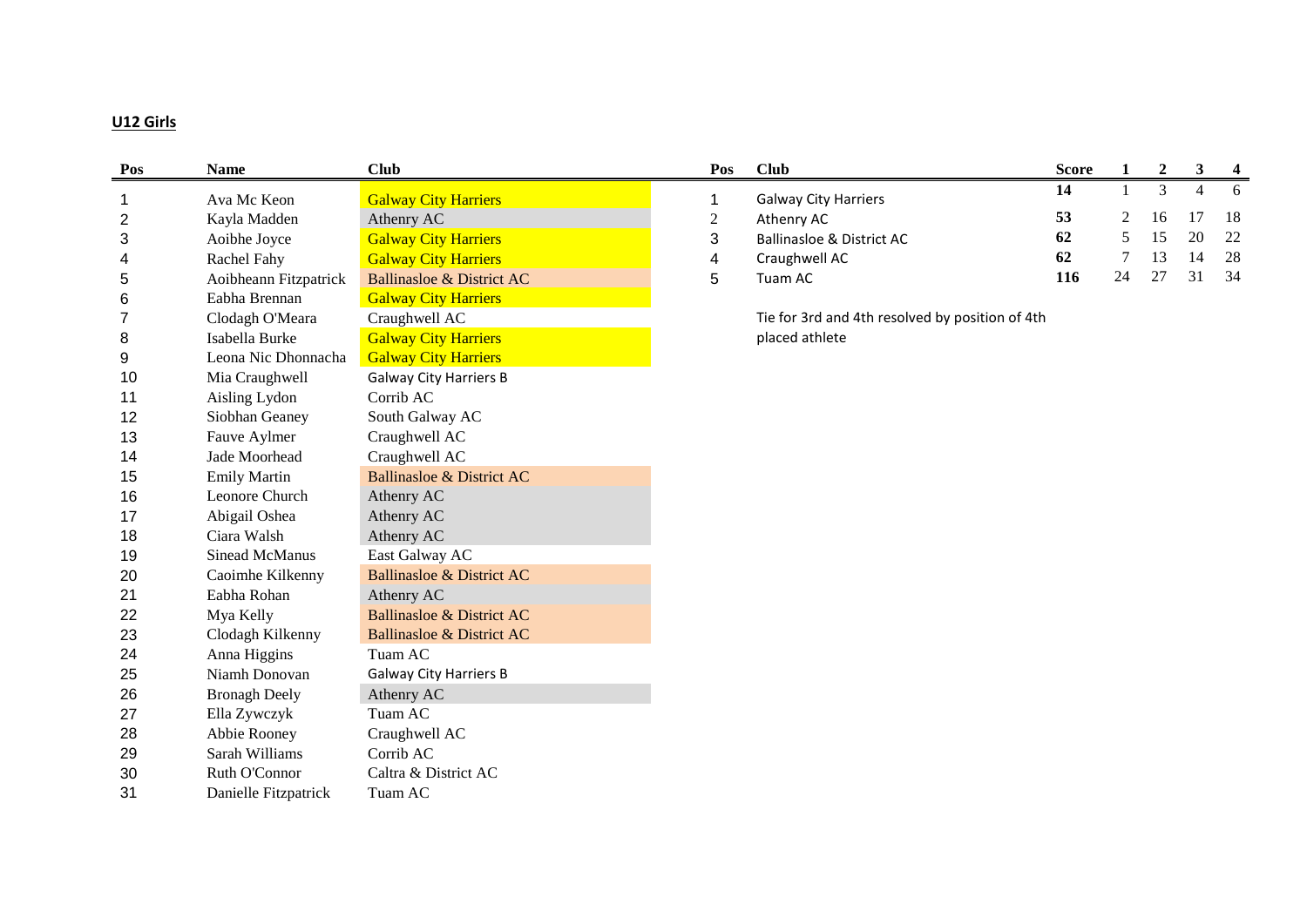## U12 Girls

| Pos | Name | Club |
|---|---|---|
| 1 | Ava Mc Keon | Galway City Harriers |
| 2 | Kayla Madden | Athenry AC |
| 3 | Aoibhe Joyce | Galway City Harriers |
| 4 | Rachel Fahy | Galway City Harriers |
| 5 | Aoibheann Fitzpatrick | Ballinasloe & District AC |
| 6 | Eabha Brennan | Galway City Harriers |
| 7 | Clodagh O'Meara | Craughwell AC |
| 8 | Isabella Burke | Galway City Harriers |
| 9 | Leona Nic Dhonnacha | Galway City Harriers |
| 10 | Mia Craughwell | Galway City Harriers B |
| 11 | Aisling Lydon | Corrib AC |
| 12 | Siobhan Geaney | South Galway AC |
| 13 | Fauve Aylmer | Craughwell AC |
| 14 | Jade Moorhead | Craughwell AC |
| 15 | Emily Martin | Ballinasloe & District AC |
| 16 | Leonore Church | Athenry AC |
| 17 | Abigail Oshea | Athenry AC |
| 18 | Ciara Walsh | Athenry AC |
| 19 | Sinead McManus | East Galway AC |
| 20 | Caoimhe Kilkenny | Ballinasloe & District AC |
| 21 | Eabha Rohan | Athenry AC |
| 22 | Mya Kelly | Ballinasloe & District AC |
| 23 | Clodagh Kilkenny | Ballinasloe & District AC |
| 24 | Anna Higgins | Tuam AC |
| 25 | Niamh Donovan | Galway City Harriers B |
| 26 | Bronagh Deely | Athenry AC |
| 27 | Ella Zywczyk | Tuam AC |
| 28 | Abbie Rooney | Craughwell AC |
| 29 | Sarah Williams | Corrib AC |
| 30 | Ruth O'Connor | Caltra & District AC |
| 31 | Danielle Fitzpatrick | Tuam AC |

| Pos | Club | Score | 1 | 2 | 3 | 4 |
|---|---|---|---|---|---|---|
| 1 | Galway City Harriers | **14** | 1 | 3 | 4 | 6 |
| 2 | Athenry AC | **53** | 2 | 16 | 17 | 18 |
| 3 | Ballinasloe & District AC | **62** | 5 | 15 | 20 | 22 |
| 4 | Craughwell AC | **62** | 7 | 13 | 14 | 28 |
| 5 | Tuam AC | **116** | 24 | 27 | 31 | 34 |

Tie for 3rd and 4th resolved by position of 4th placed athlete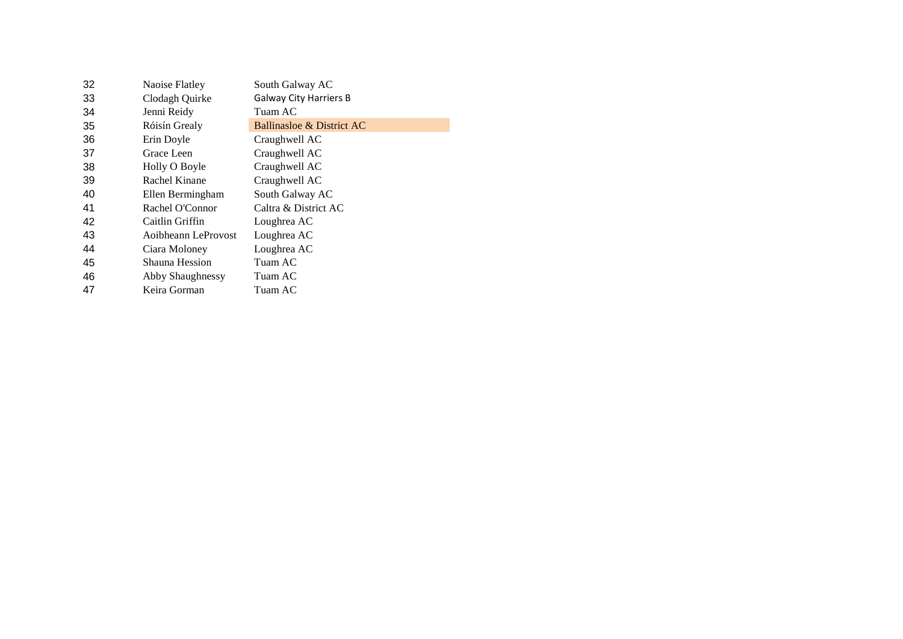| | | |
|---|---|---|
| 32 | Naoise Flatley | South Galway AC |
| 33 | Clodagh Quirke | Galway City Harriers B |
| 34 | Jenni Reidy | Tuam AC |
| 35 | Róisín Grealy | Ballinasloe & District AC |
| 36 | Erin Doyle | Craughwell AC |
| 37 | Grace Leen | Craughwell AC |
| 38 | Holly O Boyle | Craughwell AC |
| 39 | Rachel Kinane | Craughwell AC |
| 40 | Ellen Bermingham | South Galway AC |
| 41 | Rachel O'Connor | Caltra & District AC |
| 42 | Caitlin Griffin | Loughrea AC |
| 43 | Aoibheann LeProvost | Loughrea AC |
| 44 | Ciara Moloney | Loughrea AC |
| 45 | Shauna Hession | Tuam AC |
| 46 | Abby Shaughnessy | Tuam AC |
| 47 | Keira Gorman | Tuam AC |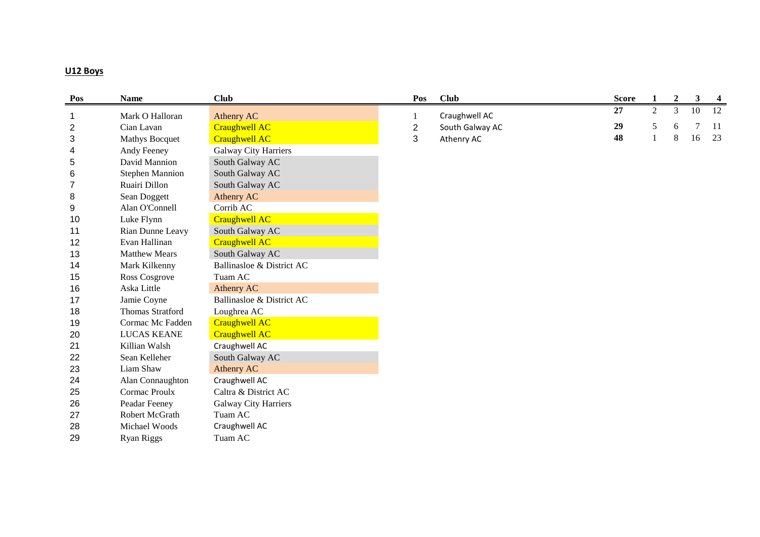**U12 Boys**

| Pos | Name | Club |
|---|---|---|
| 1 | Mark O Halloran | Athenry AC |
| 2 | Cian Lavan | Craughwell AC |
| 3 | Mathys Bocquet | Craughwell AC |
| 4 | Andy Feeney | Galway City Harriers |
| 5 | David Mannion | South Galway AC |
| 6 | Stephen Mannion | South Galway AC |
| 7 | Ruairi Dillon | South Galway AC |
| 8 | Sean Doggett | Athenry AC |
| 9 | Alan O'Connell | Corrib AC |
| 10 | Luke Flynn | Craughwell AC |
| 11 | Rian Dunne Leavy | South Galway AC |
| 12 | Evan Hallinan | Craughwell AC |
| 13 | Matthew Mears | South Galway AC |
| 14 | Mark Kilkenny | Ballinasloe & District AC |
| 15 | Ross Cosgrove | Tuam AC |
| 16 | Aska Little | Athenry AC |
| 17 | Jamie Coyne | Ballinasloe & District AC |
| 18 | Thomas Stratford | Loughrea AC |
| 19 | Cormac Mc Fadden | Craughwell AC |
| 20 | LUCAS KEANE | Craughwell AC |
| 21 | Killian Walsh | Craughwell AC |
| 22 | Sean Kelleher | South Galway AC |
| 23 | Liam Shaw | Athenry AC |
| 24 | Alan Connaughton | Craughwell AC |
| 25 | Cormac Proulx | Caltra & District AC |
| 26 | Peadar Feeney | Galway City Harriers |
| 27 | Robert McGrath | Tuam AC |
| 28 | Michael Woods | Craughwell AC |
| 29 | Ryan Riggs | Tuam AC |

| Pos | Club | Score | 1 | 2 | 3 | 4 |
|---|---|---|---|---|---|---|
| 1 | Craughwell AC | **27** | 2 | 3 | 10 | 12 |
| 2 | South Galway AC | **29** | 5 | 6 | 7 | 11 |
| 3 | Athenry AC | **48** | 1 | 8 | 16 | 23 |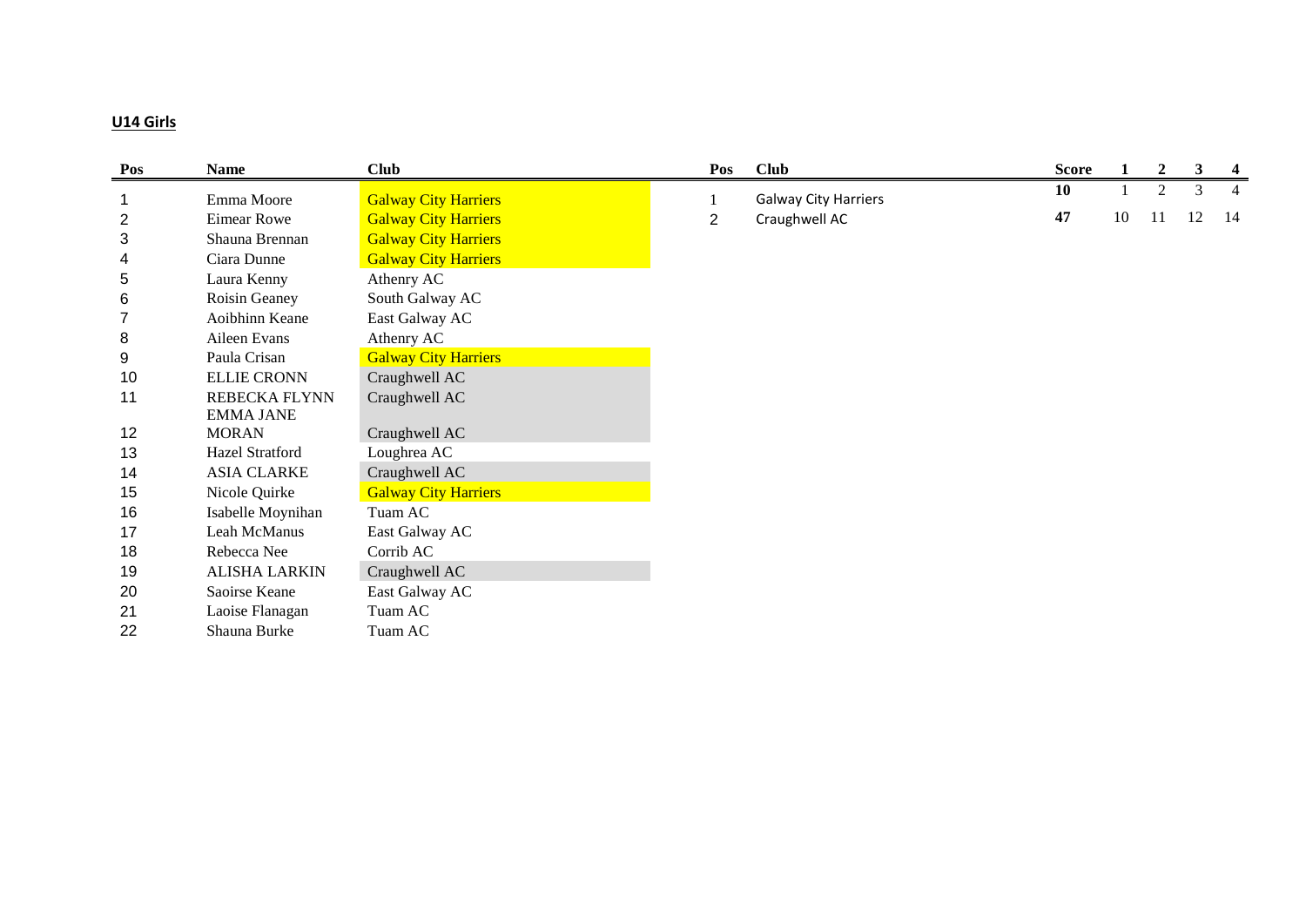**U14 Girls**

| Pos | Name | Club |
|---|---|---|
| 1 | Emma Moore | Galway City Harriers |
| 2 | Eimear Rowe | Galway City Harriers |
| 3 | Shauna Brennan | Galway City Harriers |
| 4 | Ciara Dunne | Galway City Harriers |
| 5 | Laura Kenny | Athenry AC |
| 6 | Roisin Geaney | South Galway AC |
| 7 | Aoibhinn Keane | East Galway AC |
| 8 | Aileen Evans | Athenry AC |
| 9 | Paula Crisan | Galway City Harriers |
| 10 | ELLIE CRONN | Craughwell AC |
| 11 | REBECKA FLYNN | Craughwell AC |
| 12 | EMMA JANE MORAN | Craughwell AC |
| 13 | Hazel Stratford | Loughrea AC |
| 14 | ASIA CLARKE | Craughwell AC |
| 15 | Nicole Quirke | Galway City Harriers |
| 16 | Isabelle Moynihan | Tuam AC |
| 17 | Leah McManus | East Galway AC |
| 18 | Rebecca Nee | Corrib AC |
| 19 | ALISHA LARKIN | Craughwell AC |
| 20 | Saoirse Keane | East Galway AC |
| 21 | Laoise Flanagan | Tuam AC |
| 22 | Shauna Burke | Tuam AC |

| Pos | Club | Score | 1 | 2 | 3 | 4 |
|---|---|---|---|---|---|---|
| 1 | Galway City Harriers | **10** | 1 | 2 | 3 | 4 |
| 2 | Craughwell AC | **47** | 10 | 11 | 12 | 14 |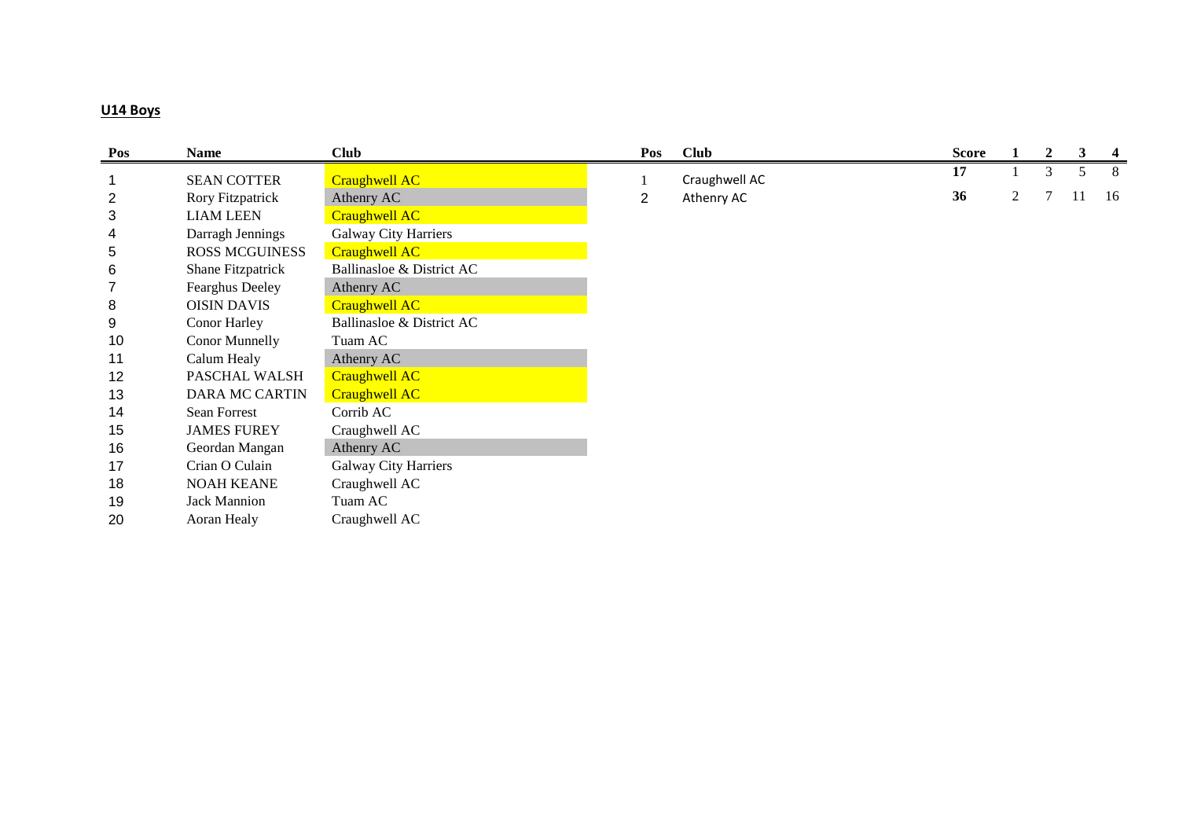**U14 Boys**

| Pos | Name | Club |
|---|---|---|
| 1 | SEAN COTTER | Craughwell AC |
| 2 | Rory Fitzpatrick | Athenry AC |
| 3 | LIAM LEEN | Craughwell AC |
| 4 | Darragh Jennings | Galway City Harriers |
| 5 | ROSS MCGUINESS | Craughwell AC |
| 6 | Shane Fitzpatrick | Ballinasloe & District AC |
| 7 | Fearghus Deeley | Athenry AC |
| 8 | OISIN DAVIS | Craughwell AC |
| 9 | Conor Harley | Ballinasloe & District AC |
| 10 | Conor Munnelly | Tuam AC |
| 11 | Calum Healy | Athenry AC |
| 12 | PASCHAL WALSH | Craughwell AC |
| 13 | DARA MC CARTIN | Craughwell AC |
| 14 | Sean Forrest | Corrib AC |
| 15 | JAMES FUREY | Craughwell AC |
| 16 | Geordan Mangan | Athenry AC |
| 17 | Crian O Culain | Galway City Harriers |
| 18 | NOAH KEANE | Craughwell AC |
| 19 | Jack Mannion | Tuam AC |
| 20 | Aoran Healy | Craughwell AC |

| Pos | Club | Score | 1 | 2 | 3 | 4 |
|---|---|---|---|---|---|---|
| 1 | Craughwell AC | **17** | 1 | 3 | 5 | 8 |
| 2 | Athenry AC | **36** | 2 | 7 | 11 | 16 |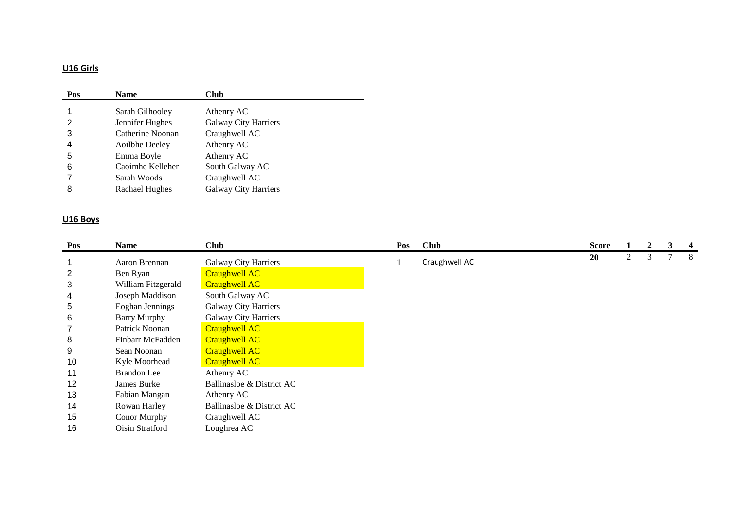## U16 Girls

| Pos | Name | Club |
|---|---|---|
| 1 | Sarah Gilhooley | Athenry AC |
| 2 | Jennifer Hughes | Galway City Harriers |
| 3 | Catherine Noonan | Craughwell AC |
| 4 | Aoilbhe Deeley | Athenry AC |
| 5 | Emma Boyle | Athenry AC |
| 6 | Caoimhe Kelleher | South Galway AC |
| 7 | Sarah Woods | Craughwell AC |
| 8 | Rachael Hughes | Galway City Harriers |

## U16 Boys

| Pos | Name | Club |
|---|---|---|
| 1 | Aaron Brennan | Galway City Harriers |
| 2 | Ben Ryan | Craughwell AC |
| 3 | William Fitzgerald | Craughwell AC |
| 4 | Joseph Maddison | South Galway AC |
| 5 | Eoghan Jennings | Galway City Harriers |
| 6 | Barry Murphy | Galway City Harriers |
| 7 | Patrick Noonan | Craughwell AC |
| 8 | Finbarr McFadden | Craughwell AC |
| 9 | Sean Noonan | Craughwell AC |
| 10 | Kyle Moorhead | Craughwell AC |
| 11 | Brandon Lee | Athenry AC |
| 12 | James Burke | Ballinasloe & District AC |
| 13 | Fabian Mangan | Athenry AC |
| 14 | Rowan Harley | Ballinasloe & District AC |
| 15 | Conor Murphy | Craughwell AC |
| 16 | Oisin Stratford | Loughrea AC |

| Pos | Club | Score | 1 | 2 | 3 | 4 |
|---|---|---|---|---|---|---|
| 1 | Craughwell AC | **20** | 2 | 3 | 7 | 8 |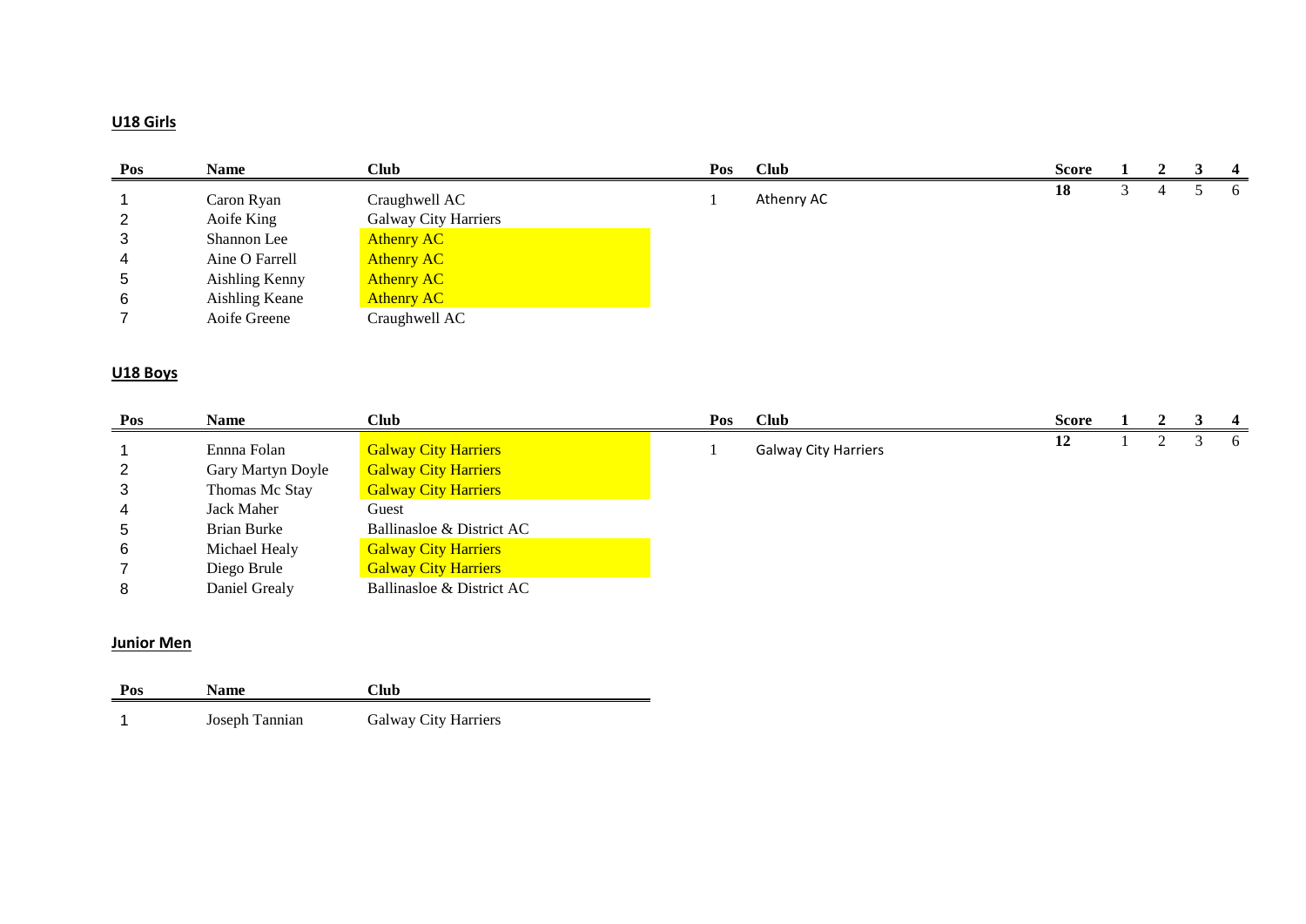## U18 Girls

| Pos | Name | Club |
|---|---|---|
| 1 | Caron Ryan | Craughwell AC |
| 2 | Aoife King | Galway City Harriers |
| 3 | Shannon Lee | Athenry AC |
| 4 | Aine O Farrell | Athenry AC |
| 5 | Aishling Kenny | Athenry AC |
| 6 | Aishling Keane | Athenry AC |
| 7 | Aoife Greene | Craughwell AC |

| Pos | Club | Score | 1 | 2 | 3 | 4 |
|---|---|---|---|---|---|---|
| 1 | Athenry AC | **18** | 3 | 4 | 5 | 6 |

## U18 Boys

| Pos | Name | Club |
|---|---|---|
| 1 | Ennna Folan | Galway City Harriers |
| 2 | Gary Martyn Doyle | Galway City Harriers |
| 3 | Thomas Mc Stay | Galway City Harriers |
| 4 | Jack Maher | Guest |
| 5 | Brian Burke | Ballinasloe & District AC |
| 6 | Michael Healy | Galway City Harriers |
| 7 | Diego Brule | Galway City Harriers |
| 8 | Daniel Grealy | Ballinasloe & District AC |

| Pos | Club | Score | 1 | 2 | 3 | 4 |
|---|---|---|---|---|---|---|
| 1 | Galway City Harriers | **12** | 1 | 2 | 3 | 6 |

## Junior Men

| Pos | Name | Club |
|---|---|---|
| 1 | Joseph Tannian | Galway City Harriers |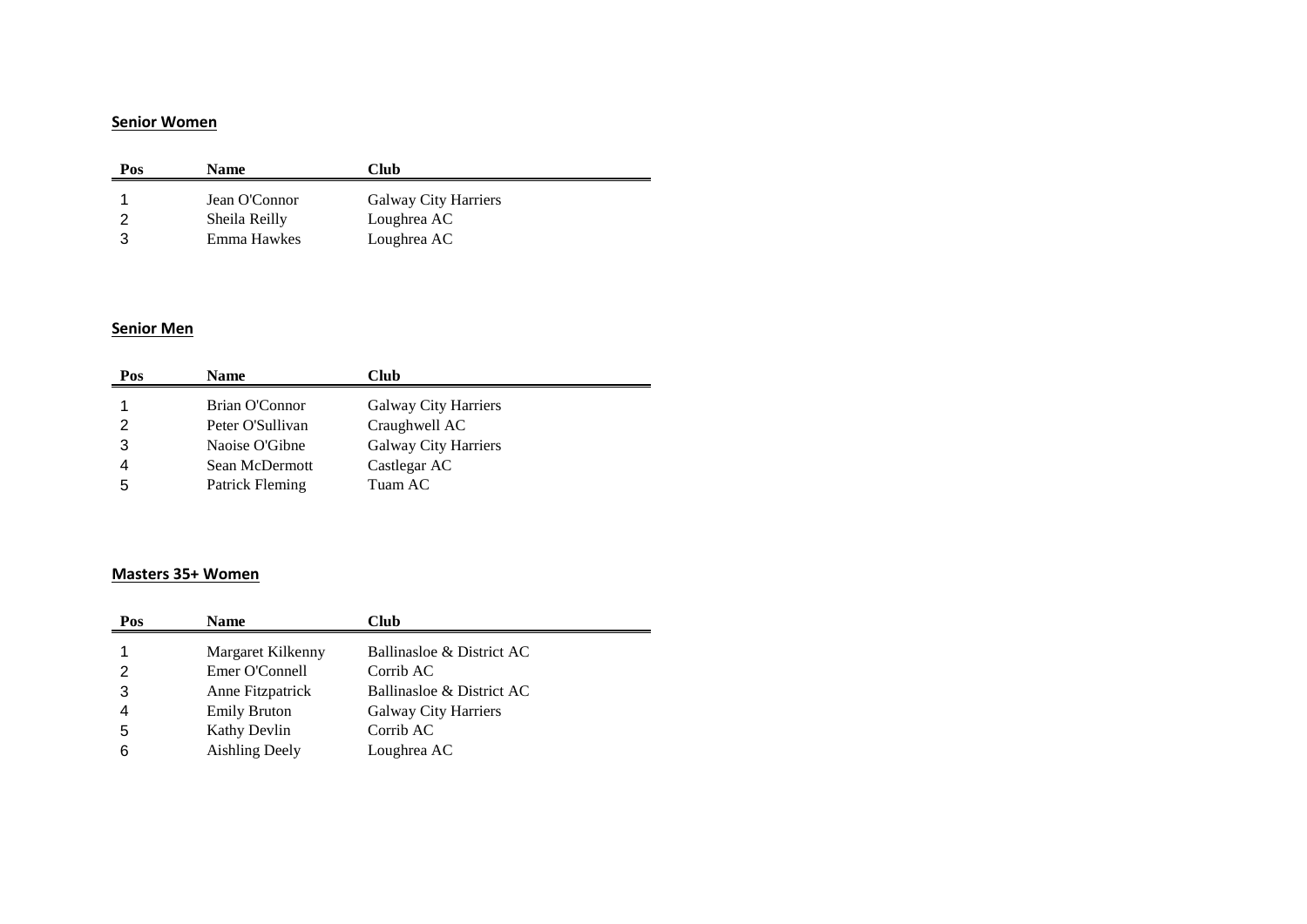**Senior Women**

| Pos | Name | Club |
| --- | --- | --- |
| 1 | Jean O'Connor | Galway City Harriers |
| 2 | Sheila Reilly | Loughrea AC |
| 3 | Emma Hawkes | Loughrea AC |

**Senior Men**

| Pos | Name | Club |
| --- | --- | --- |
| 1 | Brian O'Connor | Galway City Harriers |
| 2 | Peter O'Sullivan | Craughwell AC |
| 3 | Naoise O'Gibne | Galway City Harriers |
| 4 | Sean McDermott | Castlegar AC |
| 5 | Patrick Fleming | Tuam AC |

**Masters 35+ Women**

| Pos | Name | Club |
| --- | --- | --- |
| 1 | Margaret Kilkenny | Ballinasloe & District AC |
| 2 | Emer O'Connell | Corrib AC |
| 3 | Anne Fitzpatrick | Ballinasloe & District AC |
| 4 | Emily Bruton | Galway City Harriers |
| 5 | Kathy Devlin | Corrib AC |
| 6 | Aishling Deely | Loughrea AC |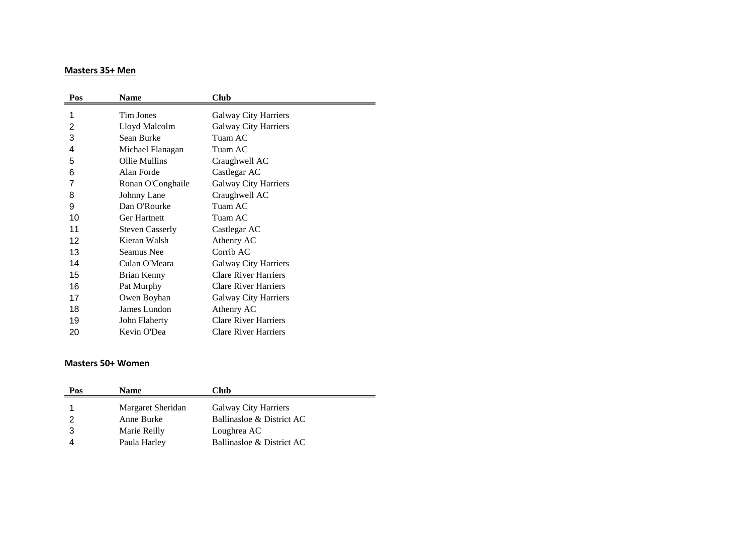**Masters 35+ Men**

| Pos | Name | Club |
|---|---|---|
| 1 | Tim Jones | Galway City Harriers |
| 2 | Lloyd Malcolm | Galway City Harriers |
| 3 | Sean Burke | Tuam AC |
| 4 | Michael Flanagan | Tuam AC |
| 5 | Ollie Mullins | Craughwell AC |
| 6 | Alan Forde | Castlegar AC |
| 7 | Ronan O'Conghaile | Galway City Harriers |
| 8 | Johnny Lane | Craughwell AC |
| 9 | Dan O'Rourke | Tuam AC |
| 10 | Ger Hartnett | Tuam AC |
| 11 | Steven Casserly | Castlegar AC |
| 12 | Kieran Walsh | Athenry AC |
| 13 | Seamus Nee | Corrib AC |
| 14 | Culan O'Meara | Galway City Harriers |
| 15 | Brian Kenny | Clare River Harriers |
| 16 | Pat Murphy | Clare River Harriers |
| 17 | Owen Boyhan | Galway City Harriers |
| 18 | James Lundon | Athenry AC |
| 19 | John Flaherty | Clare River Harriers |
| 20 | Kevin O'Dea | Clare River Harriers |

**Masters 50+ Women**

| Pos | Name | Club |
|---|---|---|
| 1 | Margaret Sheridan | Galway City Harriers |
| 2 | Anne Burke | Ballinasloe & District AC |
| 3 | Marie Reilly | Loughrea AC |
| 4 | Paula Harley | Ballinasloe & District AC |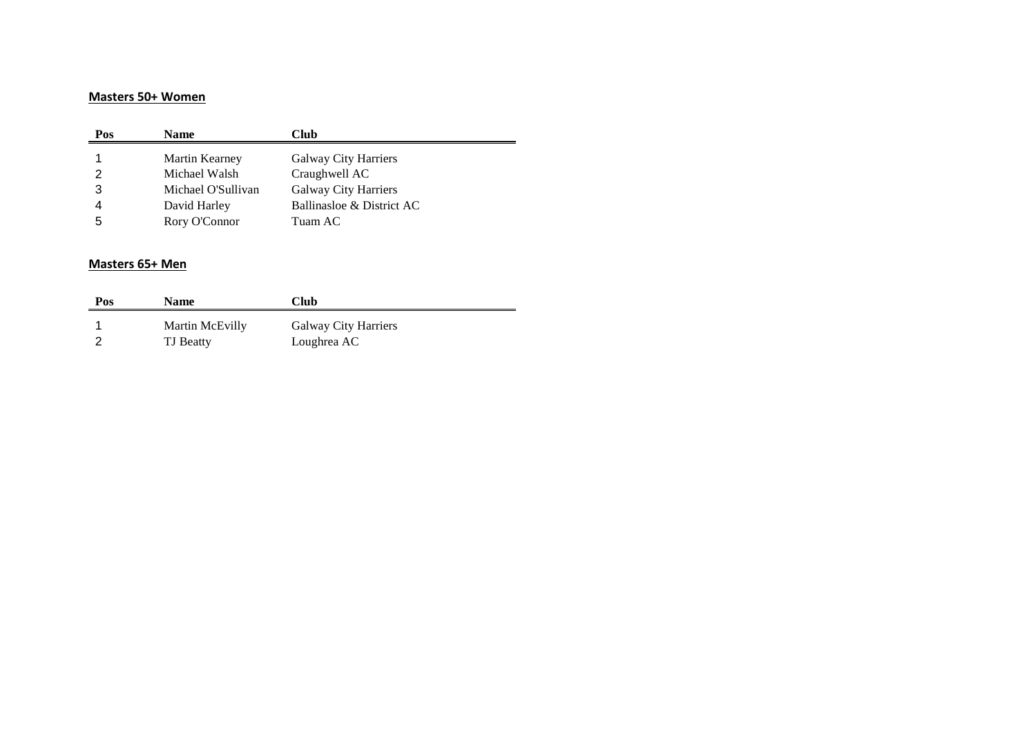**Masters 50+ Women**

| Pos | Name | Club |
| --- | --- | --- |
| 1 | Martin Kearney | Galway City Harriers |
| 2 | Michael Walsh | Craughwell AC |
| 3 | Michael O'Sullivan | Galway City Harriers |
| 4 | David Harley | Ballinasloe & District AC |
| 5 | Rory O'Connor | Tuam AC |

**Masters 65+ Men**

| Pos | Name | Club |
| --- | --- | --- |
| 1 | Martin McEvilly | Galway City Harriers |
| 2 | TJ Beatty | Loughrea AC |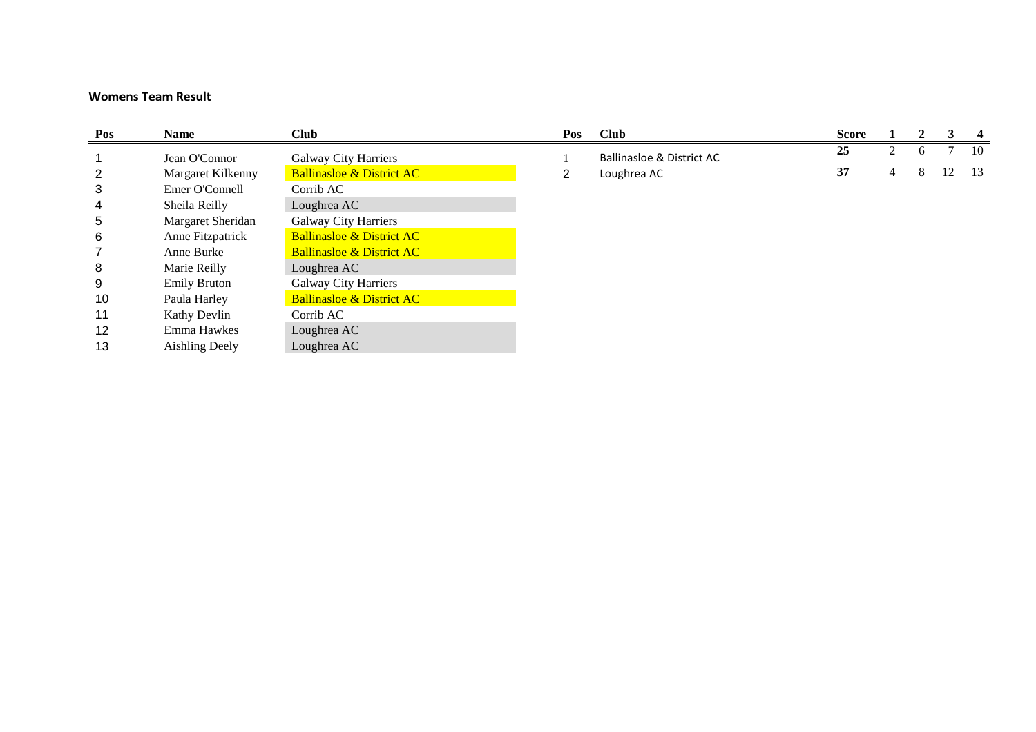**Womens Team Result**

| Pos | Name | Club |
|---|---|---|
| 1 | Jean O'Connor | Galway City Harriers |
| 2 | Margaret Kilkenny | Ballinasloe & District AC |
| 3 | Emer O'Connell | Corrib AC |
| 4 | Sheila Reilly | Loughrea AC |
| 5 | Margaret Sheridan | Galway City Harriers |
| 6 | Anne Fitzpatrick | Ballinasloe & District AC |
| 7 | Anne Burke | Ballinasloe & District AC |
| 8 | Marie Reilly | Loughrea AC |
| 9 | Emily Bruton | Galway City Harriers |
| 10 | Paula Harley | Ballinasloe & District AC |
| 11 | Kathy Devlin | Corrib AC |
| 12 | Emma Hawkes | Loughrea AC |
| 13 | Aishling Deely | Loughrea AC |

| Pos | Club | Score | 1 | 2 | 3 | 4 |
|---|---|---|---|---|---|---|
| 1 | Ballinasloe & District AC | 25 | 2 | 6 | 7 | 10 |
| 2 | Loughrea AC | 37 | 4 | 8 | 12 | 13 |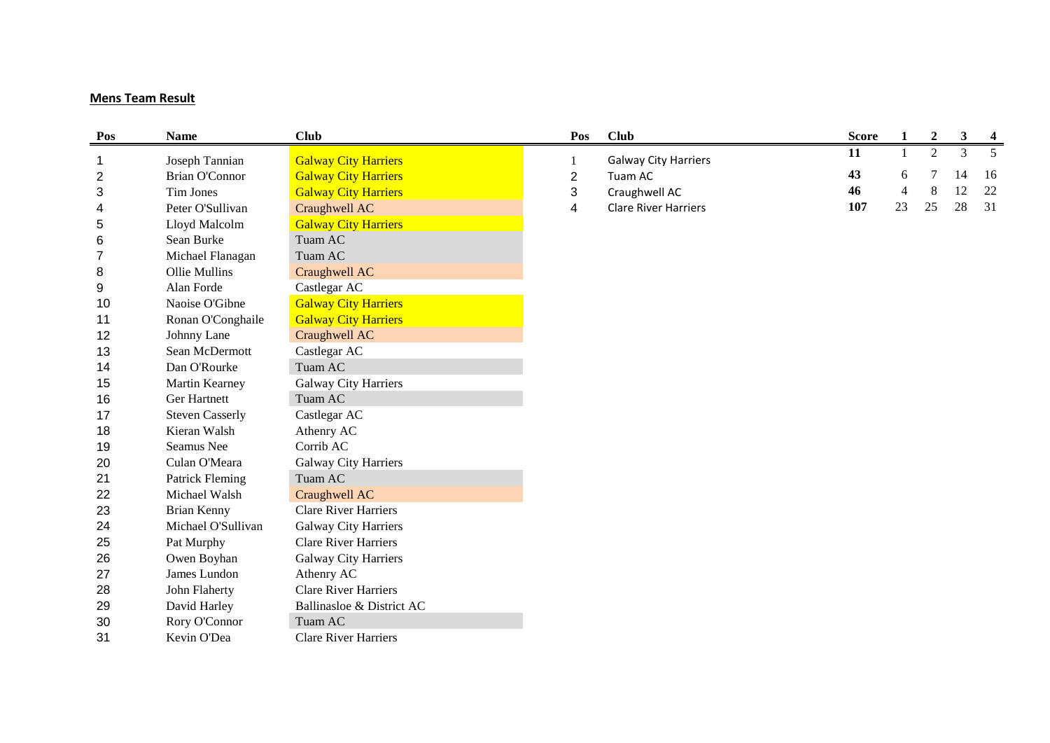**Mens Team Result**

| Pos | Name | Club |
|---|---|---|
| 1 | Joseph Tannian | Galway City Harriers |
| 2 | Brian O'Connor | Galway City Harriers |
| 3 | Tim Jones | Galway City Harriers |
| 4 | Peter O'Sullivan | Craughwell AC |
| 5 | Lloyd Malcolm | Galway City Harriers |
| 6 | Sean Burke | Tuam AC |
| 7 | Michael Flanagan | Tuam AC |
| 8 | Ollie Mullins | Craughwell AC |
| 9 | Alan Forde | Castlegar AC |
| 10 | Naoise O'Gibne | Galway City Harriers |
| 11 | Ronan O'Conghaile | Galway City Harriers |
| 12 | Johnny Lane | Craughwell AC |
| 13 | Sean McDermott | Castlegar AC |
| 14 | Dan O'Rourke | Tuam AC |
| 15 | Martin Kearney | Galway City Harriers |
| 16 | Ger Hartnett | Tuam AC |
| 17 | Steven Casserly | Castlegar AC |
| 18 | Kieran Walsh | Athenry AC |
| 19 | Seamus Nee | Corrib AC |
| 20 | Culan O'Meara | Galway City Harriers |
| 21 | Patrick Fleming | Tuam AC |
| 22 | Michael Walsh | Craughwell AC |
| 23 | Brian Kenny | Clare River Harriers |
| 24 | Michael O'Sullivan | Galway City Harriers |
| 25 | Pat Murphy | Clare River Harriers |
| 26 | Owen Boyhan | Galway City Harriers |
| 27 | James Lundon | Athenry AC |
| 28 | John Flaherty | Clare River Harriers |
| 29 | David Harley | Ballinasloe & District AC |
| 30 | Rory O'Connor | Tuam AC |
| 31 | Kevin O'Dea | Clare River Harriers |

| Pos | Club | Score | 1 | 2 | 3 | 4 |
|---|---|---|---|---|---|---|
| 1 | Galway City Harriers | **11** | 1 | 2 | 3 | 5 |
| 2 | Tuam AC | **43** | 6 | 7 | 14 | 16 |
| 3 | Craughwell AC | **46** | 4 | 8 | 12 | 22 |
| 4 | Clare River Harriers | **107** | 23 | 25 | 28 | 31 |